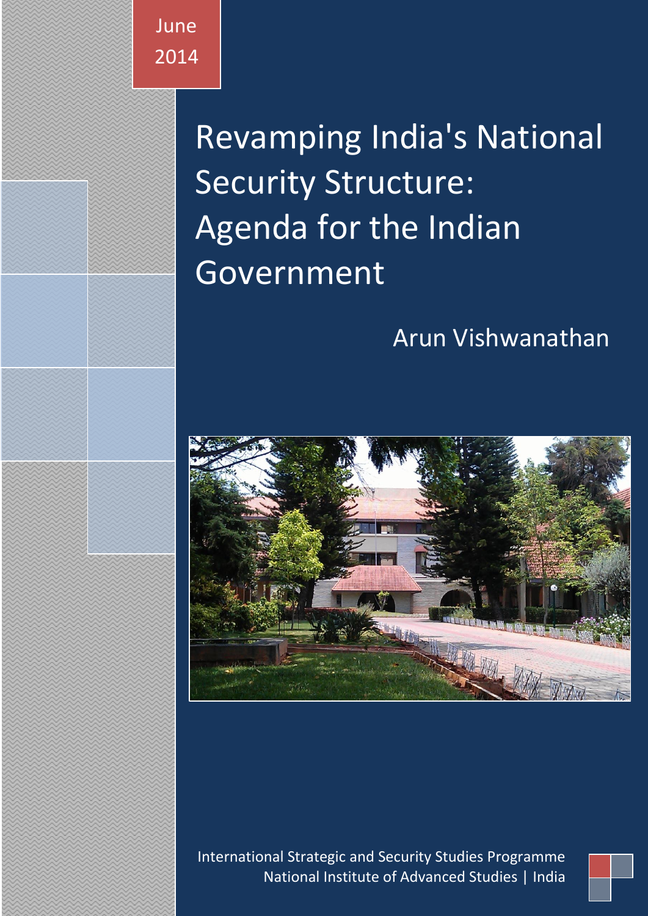June
2014

# Revamping India's National Security Structure: Agenda for the Indian Government

Arun Vishwanathan

International Strategic and Security Studies Programme
National Institute of Advanced Studies | India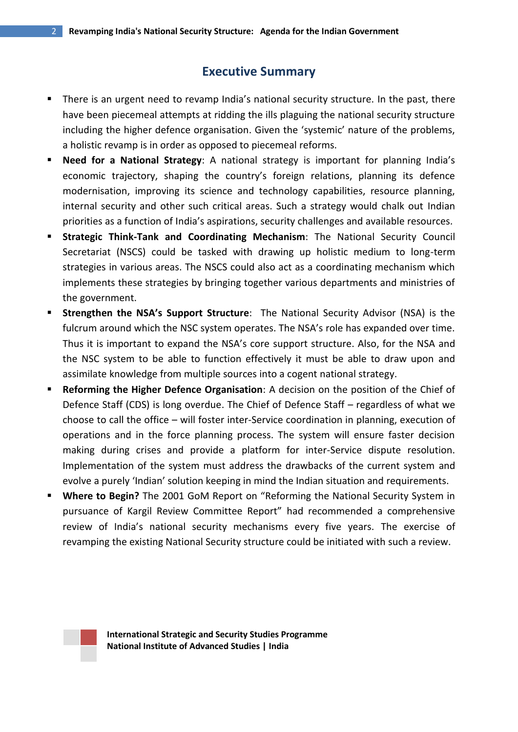## Executive Summary

- There is an urgent need to revamp India's national security structure. In the past, there have been piecemeal attempts at ridding the ills plaguing the national security structure including the higher defence organisation. Given the 'systemic' nature of the problems, a holistic revamp is in order as opposed to piecemeal reforms.
- **Need for a National Strategy**: A national strategy is important for planning India's economic trajectory, shaping the country's foreign relations, planning its defence modernisation, improving its science and technology capabilities, resource planning, internal security and other such critical areas. Such a strategy would chalk out Indian priorities as a function of India's aspirations, security challenges and available resources.
- **Strategic Think-Tank and Coordinating Mechanism**: The National Security Council Secretariat (NSCS) could be tasked with drawing up holistic medium to long-term strategies in various areas. The NSCS could also act as a coordinating mechanism which implements these strategies by bringing together various departments and ministries of the government.
- **Strengthen the NSA's Support Structure**: The National Security Advisor (NSA) is the fulcrum around which the NSC system operates. The NSA's role has expanded over time. Thus it is important to expand the NSA's core support structure. Also, for the NSA and the NSC system to be able to function effectively it must be able to draw upon and assimilate knowledge from multiple sources into a cogent national strategy.
- **Reforming the Higher Defence Organisation**: A decision on the position of the Chief of Defence Staff (CDS) is long overdue. The Chief of Defence Staff – regardless of what we choose to call the office – will foster inter-Service coordination in planning, execution of operations and in the force planning process. The system will ensure faster decision making during crises and provide a platform for inter-Service dispute resolution. Implementation of the system must address the drawbacks of the current system and evolve a purely 'Indian' solution keeping in mind the Indian situation and requirements.
- **Where to Begin?** The 2001 GoM Report on "Reforming the National Security System in pursuance of Kargil Review Committee Report" had recommended a comprehensive review of India's national security mechanisms every five years. The exercise of revamping the existing National Security structure could be initiated with such a review.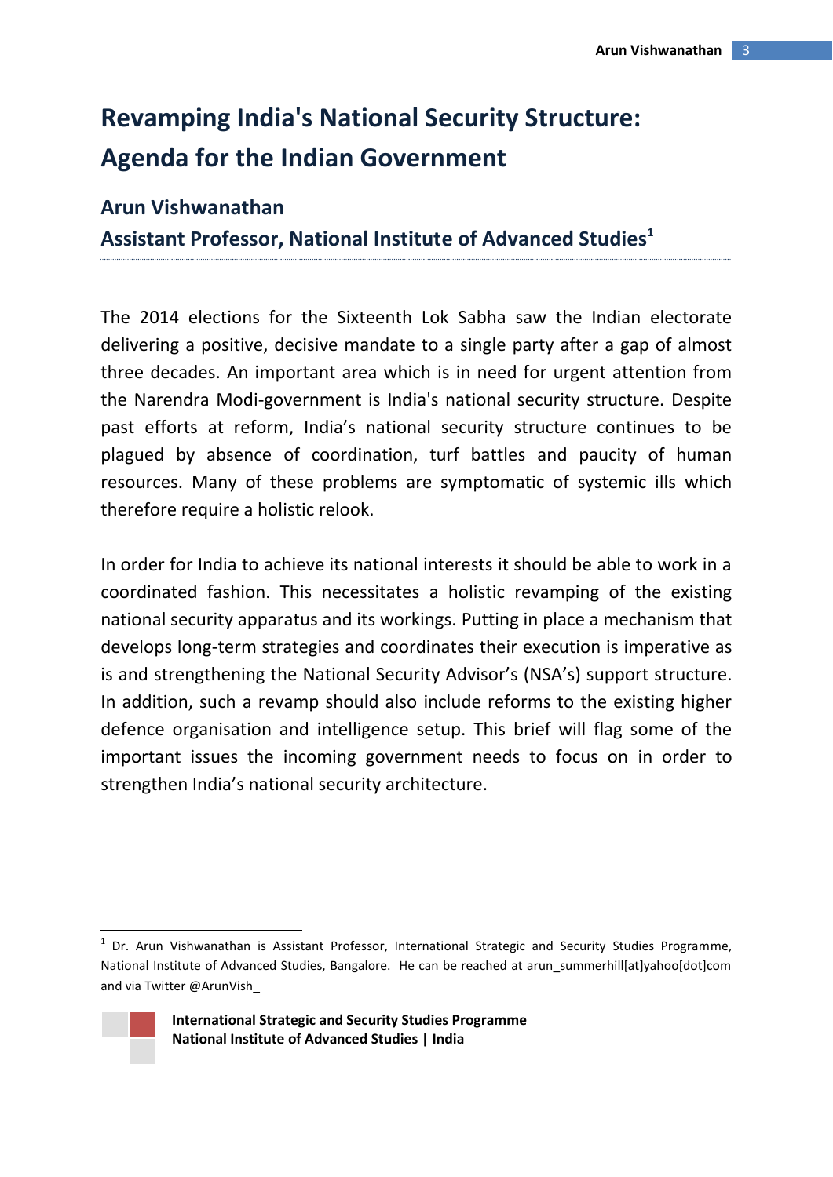# Revamping India's National Security Structure: Agenda for the Indian Government

## Arun Vishwanathan

## Assistant Professor, National Institute of Advanced Studies[1]

The 2014 elections for the Sixteenth Lok Sabha saw the Indian electorate delivering a positive, decisive mandate to a single party after a gap of almost three decades. An important area which is in need for urgent attention from the Narendra Modi-government is India's national security structure. Despite past efforts at reform, India's national security structure continues to be plagued by absence of coordination, turf battles and paucity of human resources. Many of these problems are symptomatic of systemic ills which therefore require a holistic relook.

In order for India to achieve its national interests it should be able to work in a coordinated fashion. This necessitates a holistic revamping of the existing national security apparatus and its workings. Putting in place a mechanism that develops long-term strategies and coordinates their execution is imperative as is and strengthening the National Security Advisor's (NSA's) support structure. In addition, such a revamp should also include reforms to the existing higher defence organisation and intelligence setup. This brief will flag some of the important issues the incoming government needs to focus on in order to strengthen India's national security architecture.

[1] Dr. Arun Vishwanathan is Assistant Professor, International Strategic and Security Studies Programme, National Institute of Advanced Studies, Bangalore. He can be reached at arun_summerhill[at]yahoo[dot]com and via Twitter @ArunVish_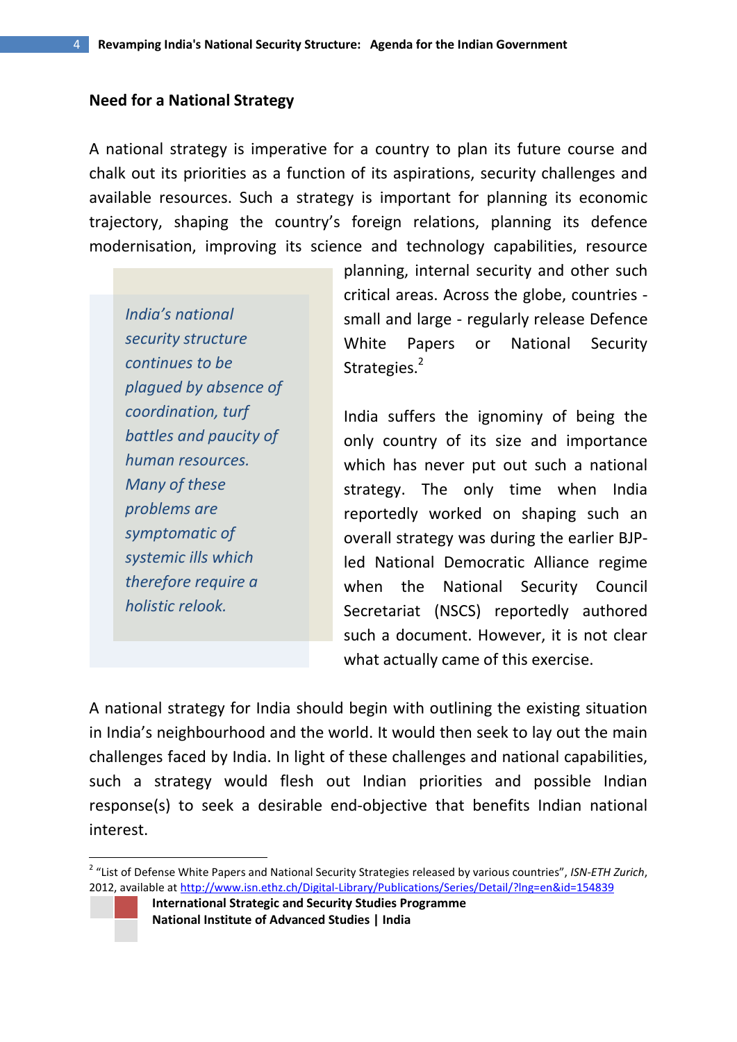## Need for a National Strategy

A national strategy is imperative for a country to plan its future course and chalk out its priorities as a function of its aspirations, security challenges and available resources. Such a strategy is important for planning its economic trajectory, shaping the country's foreign relations, planning its defence modernisation, improving its science and technology capabilities, resource planning, internal security and other such critical areas. Across the globe, countries - small and large - regularly release Defence White Papers or National Security Strategies.[2]

> *India's national security structure continues to be plagued by absence of coordination, turf battles and paucity of human resources. Many of these problems are symptomatic of systemic ills which therefore require a holistic relook.*

India suffers the ignominy of being the only country of its size and importance which has never put out such a national strategy. The only time when India reportedly worked on shaping such an overall strategy was during the earlier BJP-led National Democratic Alliance regime when the National Security Council Secretariat (NSCS) reportedly authored such a document. However, it is not clear what actually came of this exercise.

A national strategy for India should begin with outlining the existing situation in India's neighbourhood and the world. It would then seek to lay out the main challenges faced by India. In light of these challenges and national capabilities, such a strategy would flesh out Indian priorities and possible Indian response(s) to seek a desirable end-objective that benefits Indian national interest.

---

[2] "List of Defense White Papers and National Security Strategies released by various countries", *ISN-ETH Zurich*, 2012, available at http://www.isn.ethz.ch/Digital-Library/Publications/Series/Detail/?lng=en&id=154839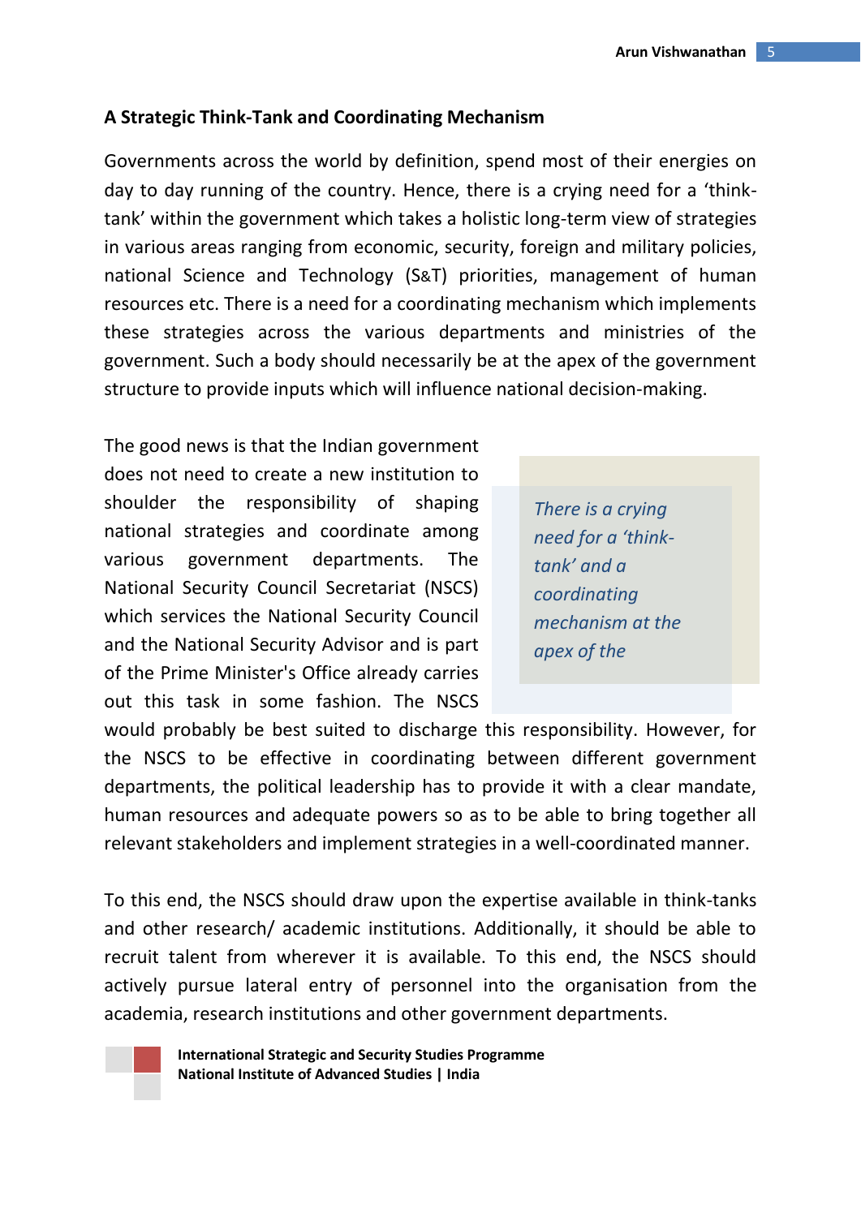### A Strategic Think-Tank and Coordinating Mechanism

Governments across the world by definition, spend most of their energies on day to day running of the country. Hence, there is a crying need for a 'think-tank' within the government which takes a holistic long-term view of strategies in various areas ranging from economic, security, foreign and military policies, national Science and Technology (S&T) priorities, management of human resources etc. There is a need for a coordinating mechanism which implements these strategies across the various departments and ministries of the government. Such a body should necessarily be at the apex of the government structure to provide inputs which will influence national decision-making.

The good news is that the Indian government does not need to create a new institution to shoulder the responsibility of shaping national strategies and coordinate among various government departments. The National Security Council Secretariat (NSCS) which services the National Security Council and the National Security Advisor and is part of the Prime Minister's Office already carries out this task in some fashion. The NSCS would probably be best suited to discharge this responsibility. However, for the NSCS to be effective in coordinating between different government departments, the political leadership has to provide it with a clear mandate, human resources and adequate powers so as to be able to bring together all relevant stakeholders and implement strategies in a well-coordinated manner.

> *There is a crying need for a 'think-tank' and a coordinating mechanism at the apex of the*

To this end, the NSCS should draw upon the expertise available in think-tanks and other research/ academic institutions. Additionally, it should be able to recruit talent from wherever it is available. To this end, the NSCS should actively pursue lateral entry of personnel into the organisation from the academia, research institutions and other government departments.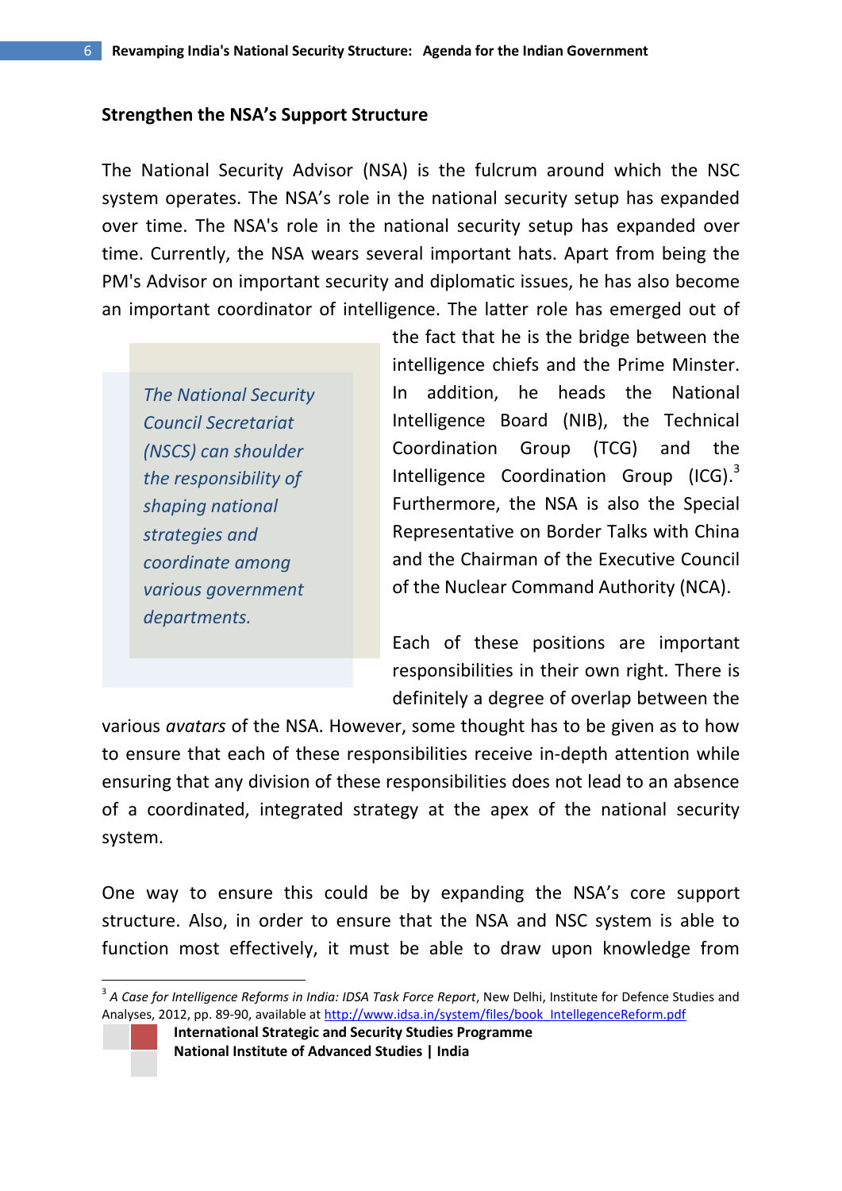## Strengthen the NSA's Support Structure

The National Security Advisor (NSA) is the fulcrum around which the NSC system operates. The NSA's role in the national security setup has expanded over time. The NSA's role in the national security setup has expanded over time. Currently, the NSA wears several important hats. Apart from being the PM's Advisor on important security and diplomatic issues, he has also become an important coordinator of intelligence. The latter role has emerged out of the fact that he is the bridge between the intelligence chiefs and the Prime Minster. In addition, he heads the National Intelligence Board (NIB), the Technical Coordination Group (TCG) and the Intelligence Coordination Group (ICG).[3] Furthermore, the NSA is also the Special Representative on Border Talks with China and the Chairman of the Executive Council of the Nuclear Command Authority (NCA).

> *The National Security Council Secretariat (NSCS) can shoulder the responsibility of shaping national strategies and coordinate among various government departments.*

Each of these positions are important responsibilities in their own right. There is definitely a degree of overlap between the various *avatars* of the NSA. However, some thought has to be given as to how to ensure that each of these responsibilities receive in-depth attention while ensuring that any division of these responsibilities does not lead to an absence of a coordinated, integrated strategy at the apex of the national security system.

One way to ensure this could be by expanding the NSA's core support structure. Also, in order to ensure that the NSA and NSC system is able to function most effectively, it must be able to draw upon knowledge from

---

[3] *A Case for Intelligence Reforms in India: IDSA Task Force Report*, New Delhi, Institute for Defence Studies and Analyses, 2012, pp. 89-90, available at http://www.idsa.in/system/files/book_IntellegenceReform.pdf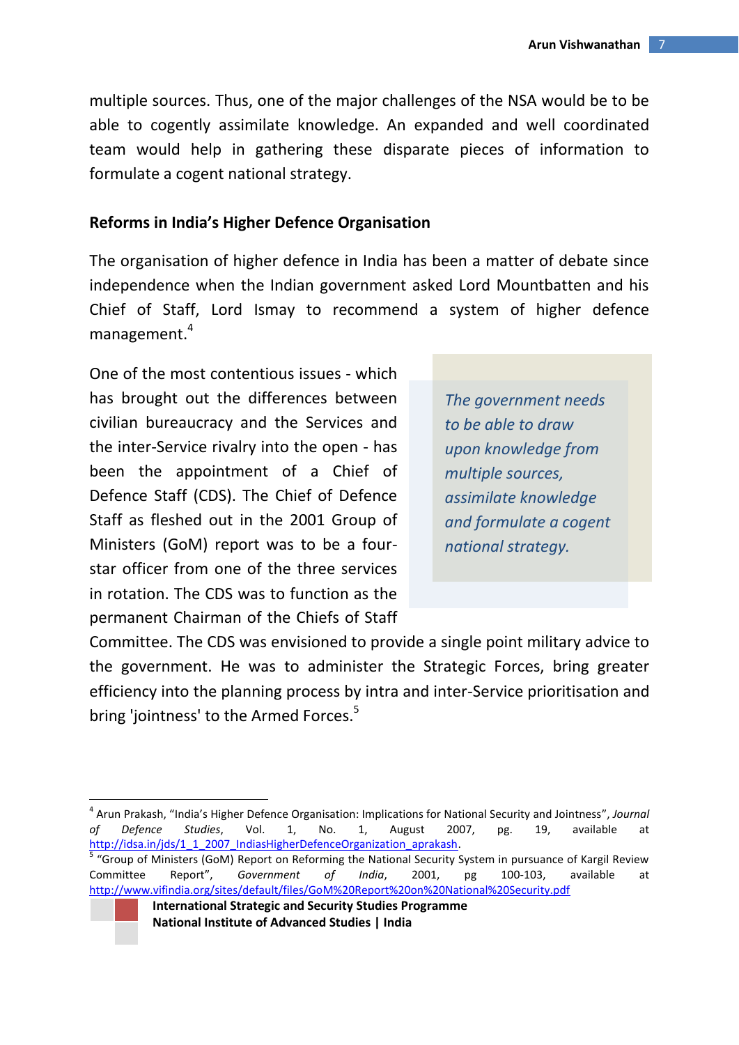multiple sources. Thus, one of the major challenges of the NSA would be to be able to cogently assimilate knowledge. An expanded and well coordinated team would help in gathering these disparate pieces of information to formulate a cogent national strategy.

### Reforms in India's Higher Defence Organisation

The organisation of higher defence in India has been a matter of debate since independence when the Indian government asked Lord Mountbatten and his Chief of Staff, Lord Ismay to recommend a system of higher defence management.[4]

> *The government needs to be able to draw upon knowledge from multiple sources, assimilate knowledge and formulate a cogent national strategy.*

One of the most contentious issues - which has brought out the differences between civilian bureaucracy and the Services and the inter-Service rivalry into the open - has been the appointment of a Chief of Defence Staff (CDS). The Chief of Defence Staff as fleshed out in the 2001 Group of Ministers (GoM) report was to be a four-star officer from one of the three services in rotation. The CDS was to function as the permanent Chairman of the Chiefs of Staff Committee. The CDS was envisioned to provide a single point military advice to the government. He was to administer the Strategic Forces, bring greater efficiency into the planning process by intra and inter-Service prioritisation and bring 'jointness' to the Armed Forces.[5]

---

[4] Arun Prakash, "India's Higher Defence Organisation: Implications for National Security and Jointness", *Journal of Defence Studies*, Vol. 1, No. 1, August 2007, pg. 19, available at http://idsa.in/jds/1_1_2007_IndiasHigherDefenceOrganization_aprakash.

[5] "Group of Ministers (GoM) Report on Reforming the National Security System in pursuance of Kargil Review Committee Report", *Government of India*, 2001, pg 100-103, available at http://www.vifindia.org/sites/default/files/GoM%20Report%20on%20National%20Security.pdf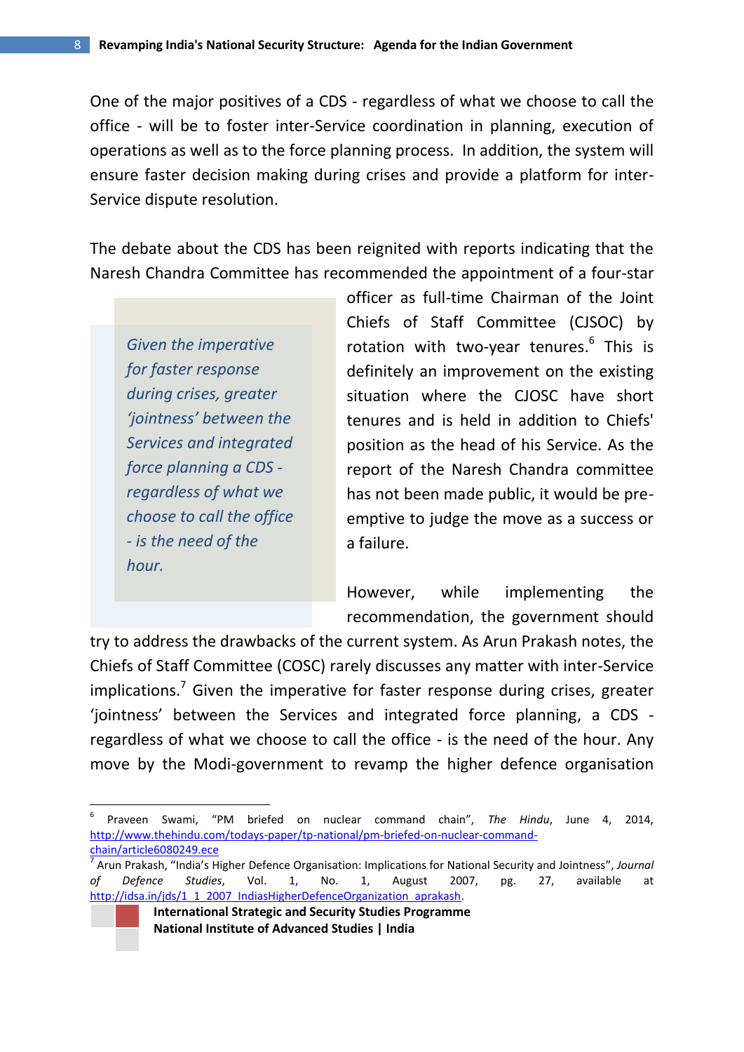One of the major positives of a CDS - regardless of what we choose to call the office - will be to foster inter-Service coordination in planning, execution of operations as well as to the force planning process. In addition, the system will ensure faster decision making during crises and provide a platform for inter-Service dispute resolution.

The debate about the CDS has been reignited with reports indicating that the Naresh Chandra Committee has recommended the appointment of a four-star officer as full-time Chairman of the Joint Chiefs of Staff Committee (CJSOC) by rotation with two-year tenures.[6] This is definitely an improvement on the existing situation where the CJOSC have short tenures and is held in addition to Chiefs' position as the head of his Service. As the report of the Naresh Chandra committee has not been made public, it would be pre-emptive to judge the move as a success or a failure.

> *Given the imperative for faster response during crises, greater 'jointness' between the Services and integrated force planning a CDS - regardless of what we choose to call the office - is the need of the hour.*

However, while implementing the recommendation, the government should try to address the drawbacks of the current system. As Arun Prakash notes, the Chiefs of Staff Committee (COSC) rarely discusses any matter with inter-Service implications.[7] Given the imperative for faster response during crises, greater 'jointness' between the Services and integrated force planning, a CDS - regardless of what we choose to call the office - is the need of the hour. Any move by the Modi-government to revamp the higher defence organisation

---

[6] Praveen Swami, "PM briefed on nuclear command chain", *The Hindu*, June 4, 2014, http://www.thehindu.com/todays-paper/tp-national/pm-briefed-on-nuclear-command-chain/article6080249.ece

[7] Arun Prakash, "India's Higher Defence Organisation: Implications for National Security and Jointness", *Journal of Defence Studies*, Vol. 1, No. 1, August 2007, pg. 27, available at http://idsa.in/jds/1_1_2007_IndiasHigherDefenceOrganization_aprakash.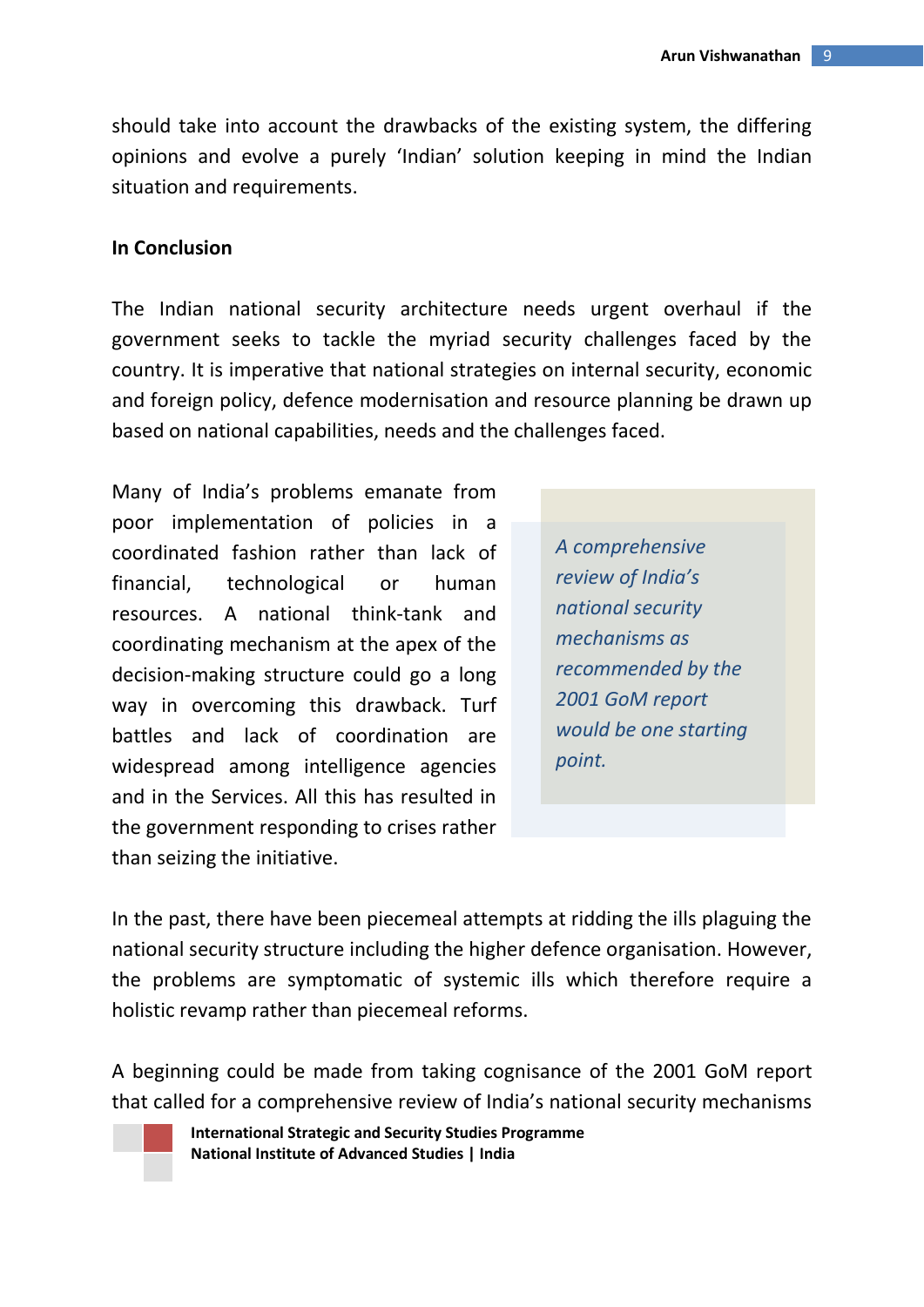should take into account the drawbacks of the existing system, the differing opinions and evolve a purely 'Indian' solution keeping in mind the Indian situation and requirements.

**In Conclusion**

The Indian national security architecture needs urgent overhaul if the government seeks to tackle the myriad security challenges faced by the country. It is imperative that national strategies on internal security, economic and foreign policy, defence modernisation and resource planning be drawn up based on national capabilities, needs and the challenges faced.

Many of India's problems emanate from poor implementation of policies in a coordinated fashion rather than lack of financial, technological or human resources. A national think-tank and coordinating mechanism at the apex of the decision-making structure could go a long way in overcoming this drawback. Turf battles and lack of coordination are widespread among intelligence agencies and in the Services. All this has resulted in the government responding to crises rather than seizing the initiative.

> *A comprehensive review of India's national security mechanisms as recommended by the 2001 GoM report would be one starting point.*

In the past, there have been piecemeal attempts at ridding the ills plaguing the national security structure including the higher defence organisation. However, the problems are symptomatic of systemic ills which therefore require a holistic revamp rather than piecemeal reforms.

A beginning could be made from taking cognisance of the 2001 GoM report that called for a comprehensive review of India's national security mechanisms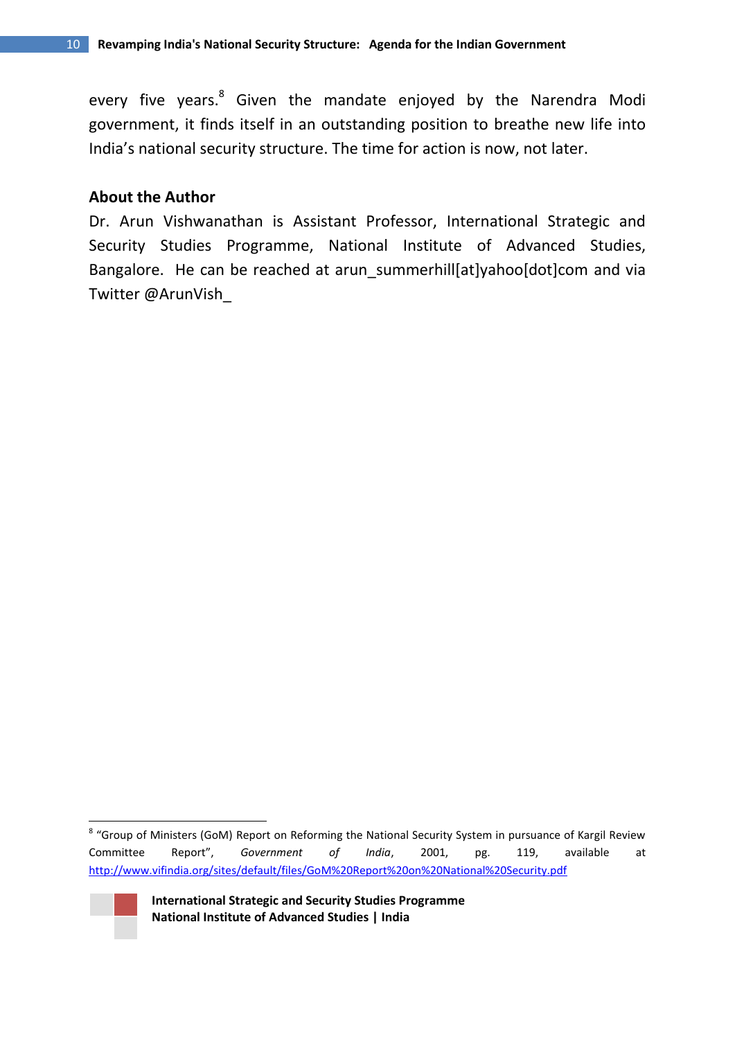every five years.[8] Given the mandate enjoyed by the Narendra Modi government, it finds itself in an outstanding position to breathe new life into India's national security structure. The time for action is now, not later.

## About the Author

Dr. Arun Vishwanathan is Assistant Professor, International Strategic and Security Studies Programme, National Institute of Advanced Studies, Bangalore. He can be reached at arun_summerhill[at]yahoo[dot]com and via Twitter @ArunVish_

---

[8] "Group of Ministers (GoM) Report on Reforming the National Security System in pursuance of Kargil Review Committee Report", *Government of India*, 2001, pg. 119, available at http://www.vifindia.org/sites/default/files/GoM%20Report%20on%20National%20Security.pdf

**International Strategic and Security Studies Programme**
**National Institute of Advanced Studies | India**